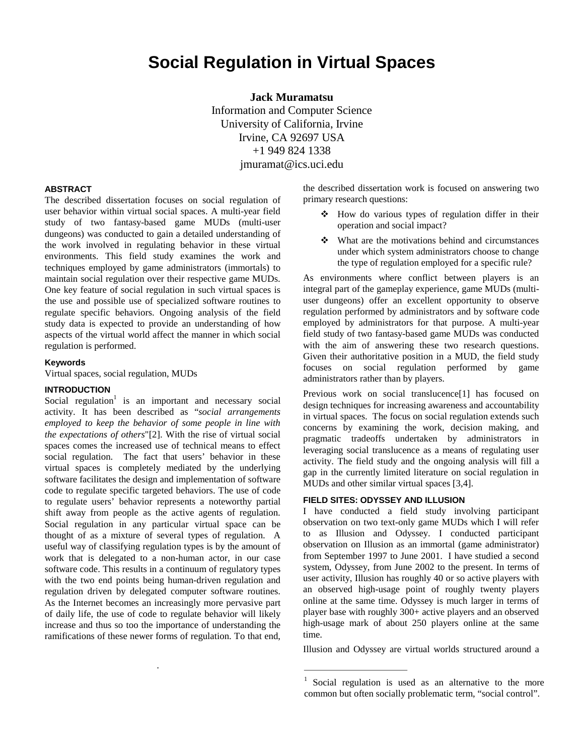# Social Regulation in Virtual Spaces

**Jack Muramatsu**
Information and Computer Science
University of California, Irvine
Irvine, CA 92697 USA
+1 949 824 1338
jmuramat@ics.uci.edu

## ABSTRACT

The described dissertation focuses on social regulation of user behavior within virtual social spaces. A multi-year field study of two fantasy-based game MUDs (multi-user dungeons) was conducted to gain a detailed understanding of the work involved in regulating behavior in these virtual environments. This field study examines the work and techniques employed by game administrators (immortals) to maintain social regulation over their respective game MUDs. One key feature of social regulation in such virtual spaces is the use and possible use of specialized software routines to regulate specific behaviors. Ongoing analysis of the field study data is expected to provide an understanding of how aspects of the virtual world affect the manner in which social regulation is performed.

### Keywords

Virtual spaces, social regulation, MUDs

## INTRODUCTION

Social regulation[1] is an important and necessary social activity. It has been described as "*social arrangements employed to keep the behavior of some people in line with the expectations of others*"[2]. With the rise of virtual social spaces comes the increased use of technical means to effect social regulation. The fact that users' behavior in these virtual spaces is completely mediated by the underlying software facilitates the design and implementation of software code to regulate specific targeted behaviors. The use of code to regulate users' behavior represents a noteworthy partial shift away from people as the active agents of regulation. Social regulation in any particular virtual space can be thought of as a mixture of several types of regulation. A useful way of classifying regulation types is by the amount of work that is delegated to a non-human actor, in our case software code. This results in a continuum of regulatory types with the two end points being human-driven regulation and regulation driven by delegated computer software routines. As the Internet becomes an increasingly more pervasive part of daily life, the use of code to regulate behavior will likely increase and thus so too the importance of understanding the ramifications of these newer forms of regulation. To that end, the described dissertation work is focused on answering two primary research questions:

- How do various types of regulation differ in their operation and social impact?
- What are the motivations behind and circumstances under which system administrators choose to change the type of regulation employed for a specific rule?

As environments where conflict between players is an integral part of the gameplay experience, game MUDs (multi-user dungeons) offer an excellent opportunity to observe regulation performed by administrators and by software code employed by administrators for that purpose. A multi-year field study of two fantasy-based game MUDs was conducted with the aim of answering these two research questions. Given their authoritative position in a MUD, the field study focuses on social regulation performed by game administrators rather than by players.

Previous work on social translucence[1] has focused on design techniques for increasing awareness and accountability in virtual spaces. The focus on social regulation extends such concerns by examining the work, decision making, and pragmatic tradeoffs undertaken by administrators in leveraging social translucence as a means of regulating user activity. The field study and the ongoing analysis will fill a gap in the currently limited literature on social regulation in MUDs and other similar virtual spaces [3,4].

## FIELD SITES: ODYSSEY AND ILLUSION

I have conducted a field study involving participant observation on two text-only game MUDs which I will refer to as Illusion and Odyssey. I conducted participant observation on Illusion as an immortal (game administrator) from September 1997 to June 2001. I have studied a second system, Odyssey, from June 2002 to the present. In terms of user activity, Illusion has roughly 40 or so active players with an observed high-usage point of roughly twenty players online at the same time. Odyssey is much larger in terms of player base with roughly 300+ active players and an observed high-usage mark of about 250 players online at the same time.

Illusion and Odyssey are virtual worlds structured around a

[1] Social regulation is used as an alternative to the more common but often socially problematic term, "social control".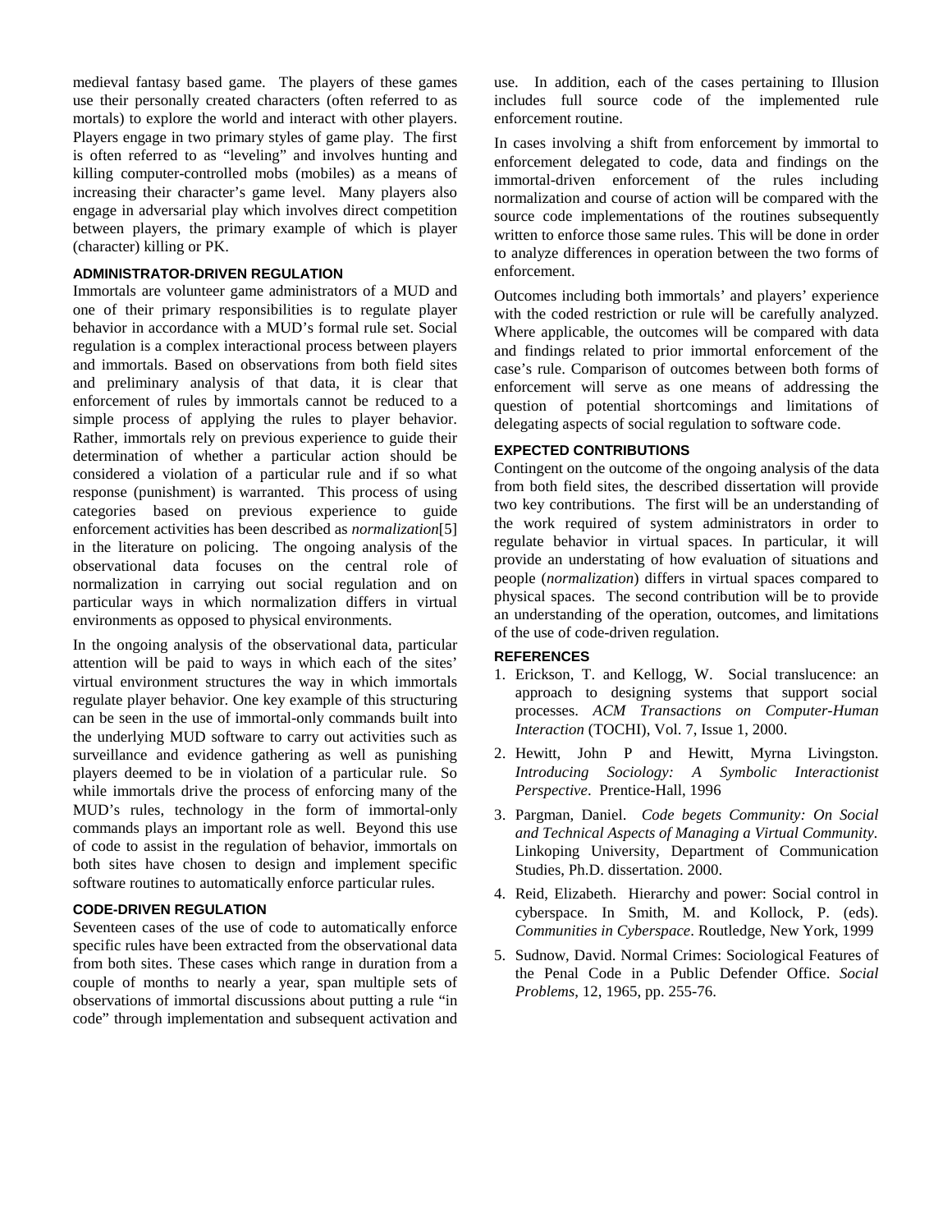medieval fantasy based game. The players of these games use their personally created characters (often referred to as mortals) to explore the world and interact with other players. Players engage in two primary styles of game play. The first is often referred to as "leveling" and involves hunting and killing computer-controlled mobs (mobiles) as a means of increasing their character's game level. Many players also engage in adversarial play which involves direct competition between players, the primary example of which is player (character) killing or PK.

### ADMINISTRATOR-DRIVEN REGULATION

Immortals are volunteer game administrators of a MUD and one of their primary responsibilities is to regulate player behavior in accordance with a MUD's formal rule set. Social regulation is a complex interactional process between players and immortals. Based on observations from both field sites and preliminary analysis of that data, it is clear that enforcement of rules by immortals cannot be reduced to a simple process of applying the rules to player behavior. Rather, immortals rely on previous experience to guide their determination of whether a particular action should be considered a violation of a particular rule and if so what response (punishment) is warranted. This process of using categories based on previous experience to guide enforcement activities has been described as *normalization*[5] in the literature on policing. The ongoing analysis of the observational data focuses on the central role of normalization in carrying out social regulation and on particular ways in which normalization differs in virtual environments as opposed to physical environments.

In the ongoing analysis of the observational data, particular attention will be paid to ways in which each of the sites' virtual environment structures the way in which immortals regulate player behavior. One key example of this structuring can be seen in the use of immortal-only commands built into the underlying MUD software to carry out activities such as surveillance and evidence gathering as well as punishing players deemed to be in violation of a particular rule. So while immortals drive the process of enforcing many of the MUD's rules, technology in the form of immortal-only commands plays an important role as well. Beyond this use of code to assist in the regulation of behavior, immortals on both sites have chosen to design and implement specific software routines to automatically enforce particular rules.

### CODE-DRIVEN REGULATION

Seventeen cases of the use of code to automatically enforce specific rules have been extracted from the observational data from both sites. These cases which range in duration from a couple of months to nearly a year, span multiple sets of observations of immortal discussions about putting a rule "in code" through implementation and subsequent activation and use. In addition, each of the cases pertaining to Illusion includes full source code of the implemented rule enforcement routine.

In cases involving a shift from enforcement by immortal to enforcement delegated to code, data and findings on the immortal-driven enforcement of the rules including normalization and course of action will be compared with the source code implementations of the routines subsequently written to enforce those same rules. This will be done in order to analyze differences in operation between the two forms of enforcement.

Outcomes including both immortals' and players' experience with the coded restriction or rule will be carefully analyzed. Where applicable, the outcomes will be compared with data and findings related to prior immortal enforcement of the case's rule. Comparison of outcomes between both forms of enforcement will serve as one means of addressing the question of potential shortcomings and limitations of delegating aspects of social regulation to software code.

### EXPECTED CONTRIBUTIONS

Contingent on the outcome of the ongoing analysis of the data from both field sites, the described dissertation will provide two key contributions. The first will be an understanding of the work required of system administrators in order to regulate behavior in virtual spaces. In particular, it will provide an understating of how evaluation of situations and people (*normalization*) differs in virtual spaces compared to physical spaces. The second contribution will be to provide an understanding of the operation, outcomes, and limitations of the use of code-driven regulation.

### REFERENCES

1. Erickson, T. and Kellogg, W. Social translucence: an approach to designing systems that support social processes. *ACM Transactions on Computer-Human Interaction* (TOCHI), Vol. 7, Issue 1, 2000.
2. Hewitt, John P and Hewitt, Myrna Livingston. *Introducing Sociology: A Symbolic Interactionist Perspective*. Prentice-Hall, 1996
3. Pargman, Daniel. *Code begets Community: On Social and Technical Aspects of Managing a Virtual Community*. Linkoping University, Department of Communication Studies, Ph.D. dissertation. 2000.
4. Reid, Elizabeth. Hierarchy and power: Social control in cyberspace. In Smith, M. and Kollock, P. (eds). *Communities in Cyberspace*. Routledge, New York, 1999
5. Sudnow, David. Normal Crimes: Sociological Features of the Penal Code in a Public Defender Office. *Social Problems*, 12, 1965, pp. 255-76.